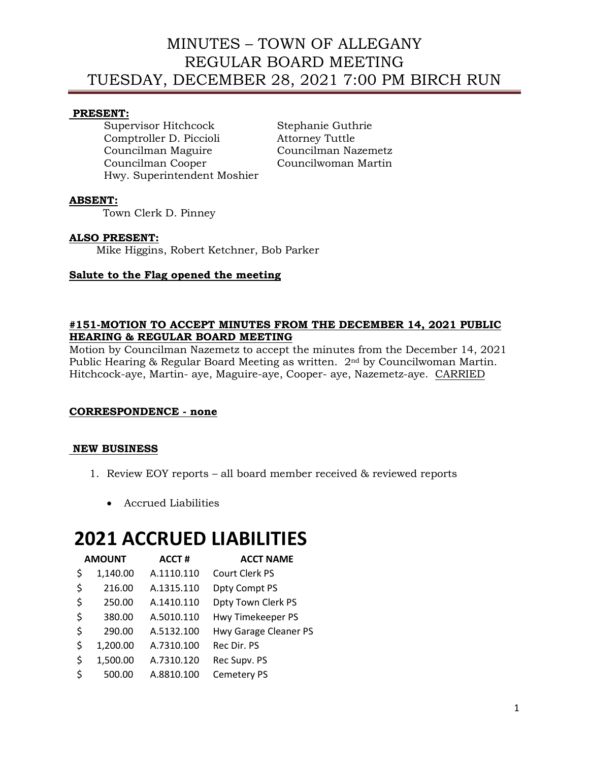# MINUTES – TOWN OF ALLEGANY
# REGULAR BOARD MEETING
# TUESDAY, DECEMBER 28, 2021 7:00 PM BIRCH RUN

**PRESENT:**

Supervisor Hitchcock
Comptroller D. Piccioli
Councilman Maguire
Councilman Cooper
Hwy. Superintendent Moshier
Stephanie Guthrie
Attorney Tuttle
Councilman Nazemetz
Councilwoman Martin

**ABSENT:**

Town Clerk D. Pinney

**ALSO PRESENT:**

Mike Higgins, Robert Ketchner, Bob Parker

**Salute to the Flag opened the meeting**

**#151-MOTION TO ACCEPT MINUTES FROM THE DECEMBER 14, 2021 PUBLIC HEARING & REGULAR BOARD MEETING**

Motion by Councilman Nazemetz to accept the minutes from the December 14, 2021 Public Hearing & Regular Board Meeting as written. 2nd by Councilwoman Martin. Hitchcock-aye, Martin- aye, Maguire-aye, Cooper- aye, Nazemetz-aye. CARRIED

**CORRESPONDENCE - none**

**NEW BUSINESS**

1. Review EOY reports – all board member received & reviewed reports

   - Accrued Liabilities

# 2021 ACCRUED LIABILITIES

| AMOUNT | ACCT # | ACCT NAME |
|---|---|---|
| $ 1,140.00 | A.1110.110 | Court Clerk PS |
| $ 216.00 | A.1315.110 | Dpty Compt PS |
| $ 250.00 | A.1410.110 | Dpty Town Clerk PS |
| $ 380.00 | A.5010.110 | Hwy Timekeeper PS |
| $ 290.00 | A.5132.100 | Hwy Garage Cleaner PS |
| $ 1,200.00 | A.7310.100 | Rec Dir. PS |
| $ 1,500.00 | A.7310.120 | Rec Supv. PS |
| $ 500.00 | A.8810.100 | Cemetery PS |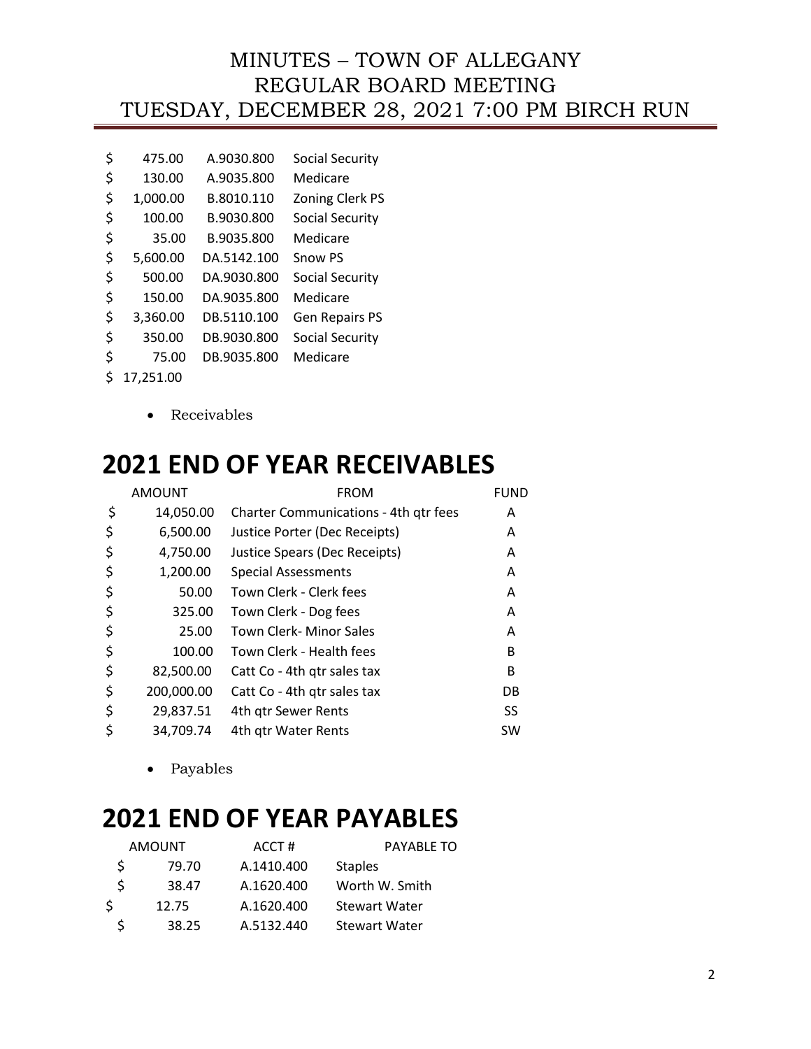| | | |
|---|---|---|
| $ 475.00 | A.9030.800 | Social Security |
| $ 130.00 | A.9035.800 | Medicare |
| $ 1,000.00 | B.8010.110 | Zoning Clerk PS |
| $ 100.00 | B.9030.800 | Social Security |
| $ 35.00 | B.9035.800 | Medicare |
| $ 5,600.00 | DA.5142.100 | Snow PS |
| $ 500.00 | DA.9030.800 | Social Security |
| $ 150.00 | DA.9035.800 | Medicare |
| $ 3,360.00 | DB.5110.100 | Gen Repairs PS |
| $ 350.00 | DB.9030.800 | Social Security |
| $ 75.00 | DB.9035.800 | Medicare |
| $ 17,251.00 | | |

- Receivables

# 2021 END OF YEAR RECEIVABLES

| AMOUNT | FROM | FUND |
|---|---|---|
| $ 14,050.00 | Charter Communications - 4th qtr fees | A |
| $ 6,500.00 | Justice Porter (Dec Receipts) | A |
| $ 4,750.00 | Justice Spears (Dec Receipts) | A |
| $ 1,200.00 | Special Assessments | A |
| $ 50.00 | Town Clerk - Clerk fees | A |
| $ 325.00 | Town Clerk - Dog fees | A |
| $ 25.00 | Town Clerk- Minor Sales | A |
| $ 100.00 | Town Clerk - Health fees | B |
| $ 82,500.00 | Catt Co - 4th qtr sales tax | B |
| $ 200,000.00 | Catt Co - 4th qtr sales tax | DB |
| $ 29,837.51 | 4th qtr Sewer Rents | SS |
| $ 34,709.74 | 4th qtr Water Rents | SW |

- Payables

# 2021 END OF YEAR PAYABLES

| AMOUNT | ACCT # | PAYABLE TO |
|---|---|---|
| $ 79.70 | A.1410.400 | Staples |
| $ 38.47 | A.1620.400 | Worth W. Smith |
| $ 12.75 | A.1620.400 | Stewart Water |
| $ 38.25 | A.5132.440 | Stewart Water |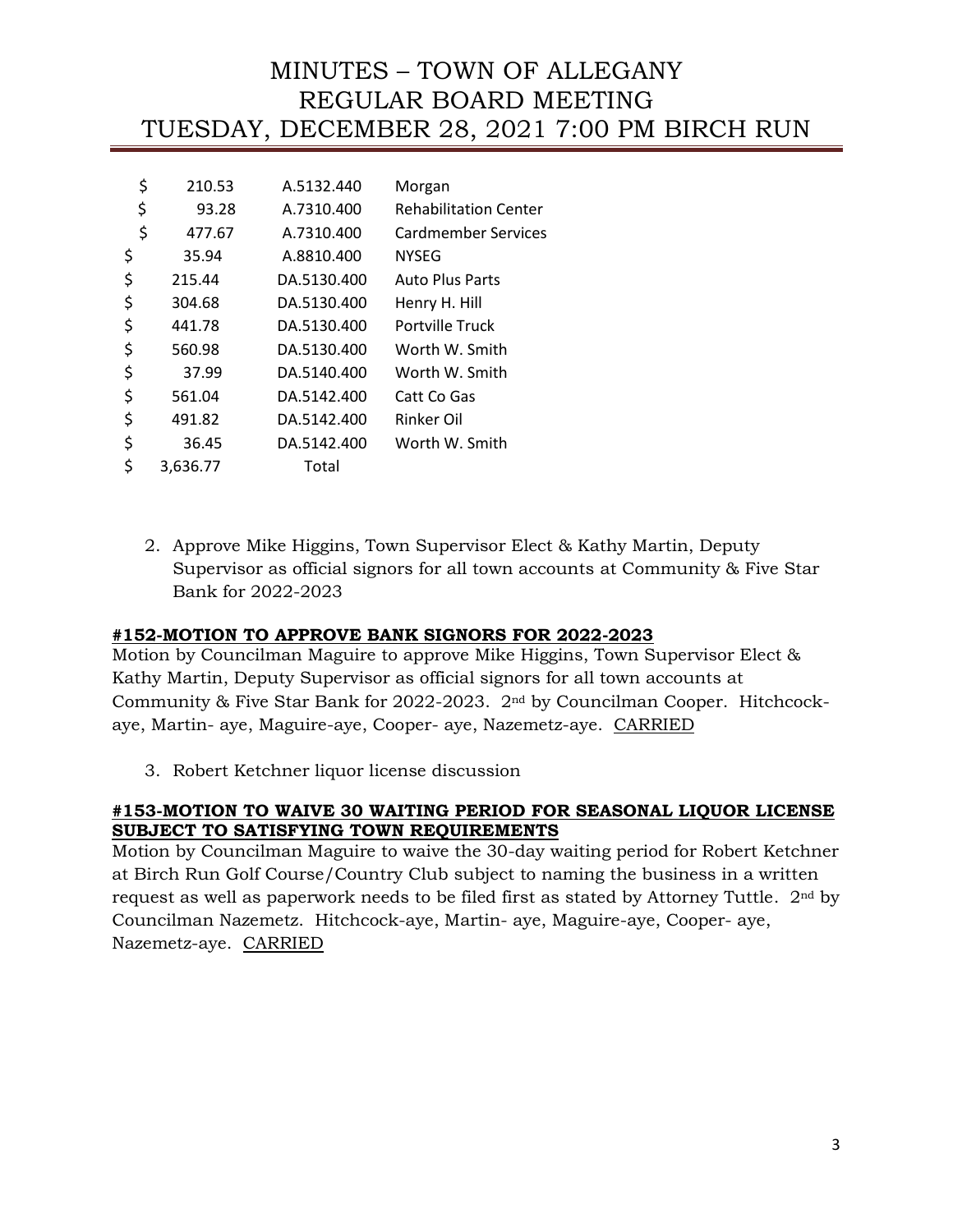# MINUTES – TOWN OF ALLEGANY REGULAR BOARD MEETING TUESDAY, DECEMBER 28, 2021 7:00 PM BIRCH RUN

| Amount | Account | Vendor |
|---|---|---|
| $ 210.53 | A.5132.440 | Morgan |
| $ 93.28 | A.7310.400 | Rehabilitation Center |
| $ 477.67 | A.7310.400 | Cardmember Services |
| $ 35.94 | A.8810.400 | NYSEG |
| $ 215.44 | DA.5130.400 | Auto Plus Parts |
| $ 304.68 | DA.5130.400 | Henry H. Hill |
| $ 441.78 | DA.5130.400 | Portville Truck |
| $ 560.98 | DA.5130.400 | Worth W. Smith |
| $ 37.99 | DA.5140.400 | Worth W. Smith |
| $ 561.04 | DA.5142.400 | Catt Co Gas |
| $ 491.82 | DA.5142.400 | Rinker Oil |
| $ 36.45 | DA.5142.400 | Worth W. Smith |
| $ 3,636.77 | Total | |

2. Approve Mike Higgins, Town Supervisor Elect & Kathy Martin, Deputy Supervisor as official signors for all town accounts at Community & Five Star Bank for 2022-2023

**#152-MOTION TO APPROVE BANK SIGNORS FOR 2022-2023**

Motion by Councilman Maguire to approve Mike Higgins, Town Supervisor Elect & Kathy Martin, Deputy Supervisor as official signors for all town accounts at Community & Five Star Bank for 2022-2023. 2nd by Councilman Cooper. Hitchcock-aye, Martin- aye, Maguire-aye, Cooper- aye, Nazemetz-aye. CARRIED

3. Robert Ketchner liquor license discussion

**#153-MOTION TO WAIVE 30 WAITING PERIOD FOR SEASONAL LIQUOR LICENSE SUBJECT TO SATISFYING TOWN REQUIREMENTS**

Motion by Councilman Maguire to waive the 30-day waiting period for Robert Ketchner at Birch Run Golf Course/Country Club subject to naming the business in a written request as well as paperwork needs to be filed first as stated by Attorney Tuttle. 2nd by Councilman Nazemetz. Hitchcock-aye, Martin- aye, Maguire-aye, Cooper- aye, Nazemetz-aye. CARRIED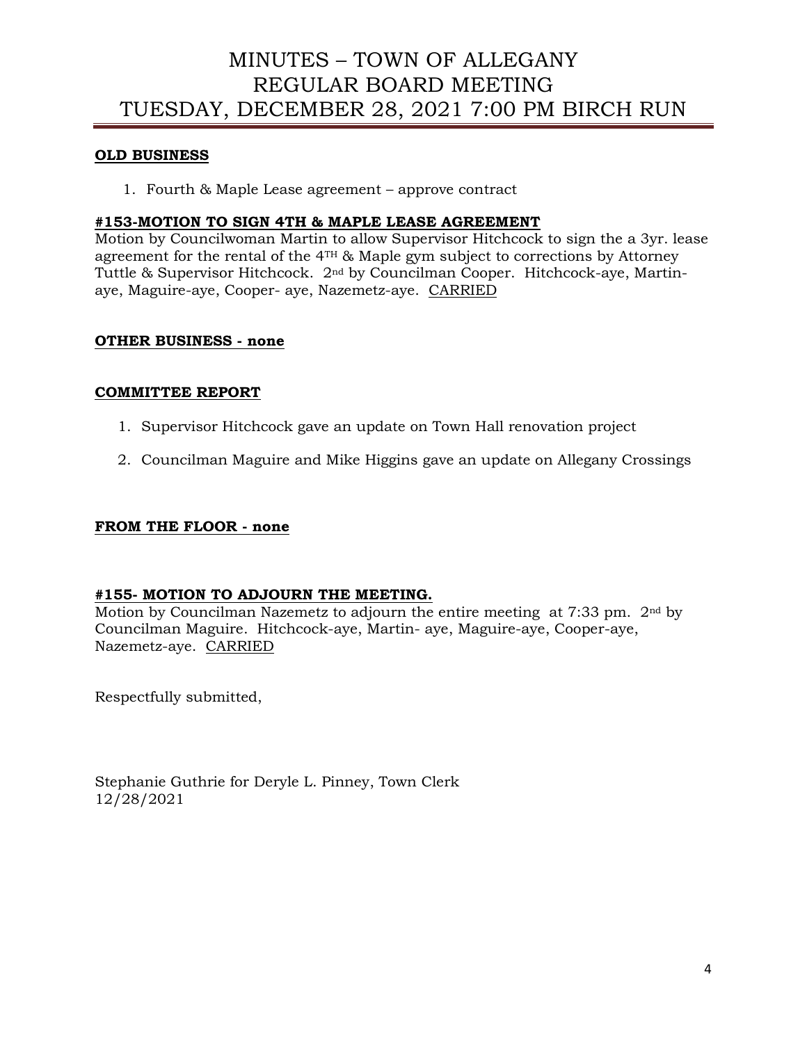**OLD BUSINESS**

1. Fourth & Maple Lease agreement – approve contract

**#153-MOTION TO SIGN 4TH & MAPLE LEASE AGREEMENT**

Motion by Councilwoman Martin to allow Supervisor Hitchcock to sign the a 3yr. lease agreement for the rental of the 4TH & Maple gym subject to corrections by Attorney Tuttle & Supervisor Hitchcock. 2nd by Councilman Cooper. Hitchcock-aye, Martin-aye, Maguire-aye, Cooper- aye, Nazemetz-aye. CARRIED

**OTHER BUSINESS - none**

**COMMITTEE REPORT**

1. Supervisor Hitchcock gave an update on Town Hall renovation project
2. Councilman Maguire and Mike Higgins gave an update on Allegany Crossings

**FROM THE FLOOR - none**

**#155- MOTION TO ADJOURN THE MEETING.**

Motion by Councilman Nazemetz to adjourn the entire meeting at 7:33 pm. 2nd by Councilman Maguire. Hitchcock-aye, Martin- aye, Maguire-aye, Cooper-aye, Nazemetz-aye. CARRIED

Respectfully submitted,

Stephanie Guthrie for Deryle L. Pinney, Town Clerk
12/28/2021